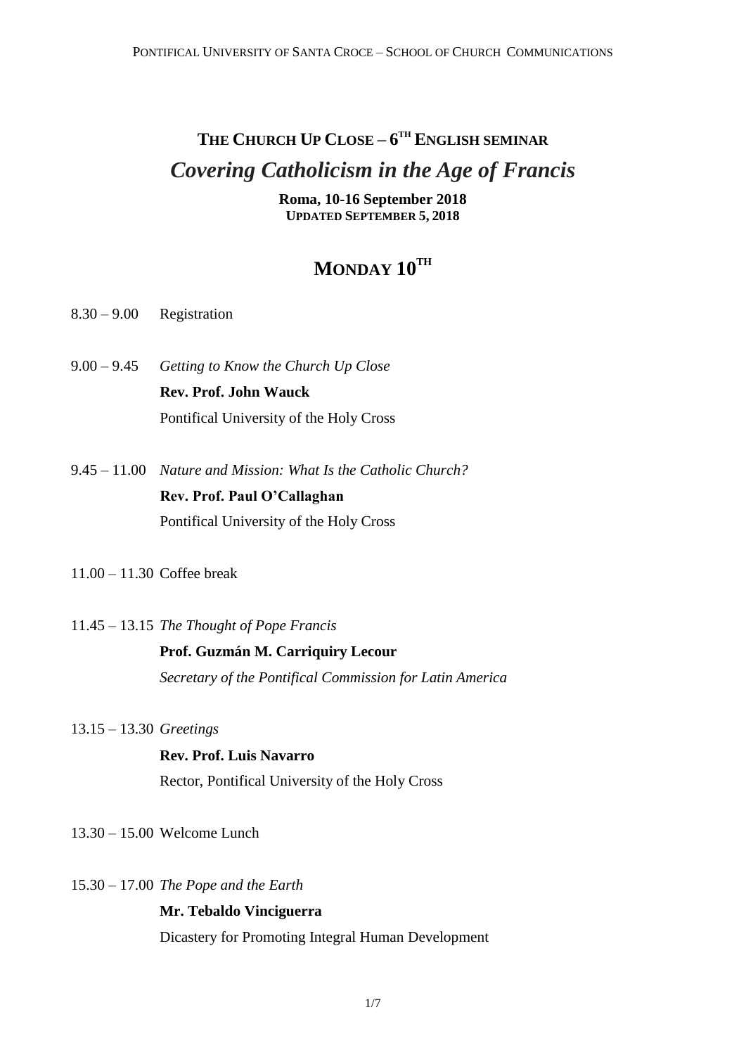# THE CHURCH UP CLOSE – 6TH ENGLISH SEMINAR

## *Covering Catholicism in the Age of Francis*

**Roma, 10-16 September 2018**
**UPDATED SEPTEMBER 5, 2018**

## MONDAY 10TH

8.30 – 9.00 Registration

9.00 – 9.45 *Getting to Know the Church Up Close*
**Rev. Prof. John Wauck**
Pontifical University of the Holy Cross

9.45 – 11.00 *Nature and Mission: What Is the Catholic Church?*
**Rev. Prof. Paul O'Callaghan**
Pontifical University of the Holy Cross

11.00 – 11.30 Coffee break

11.45 – 13.15 *The Thought of Pope Francis*
**Prof. Guzmán M. Carriquiry Lecour**
*Secretary of the Pontifical Commission for Latin America*

13.15 – 13.30 *Greetings*
**Rev. Prof. Luis Navarro**
Rector, Pontifical University of the Holy Cross

13.30 – 15.00 Welcome Lunch

15.30 – 17.00 *The Pope and the Earth*
**Mr. Tebaldo Vinciguerra**
Dicastery for Promoting Integral Human Development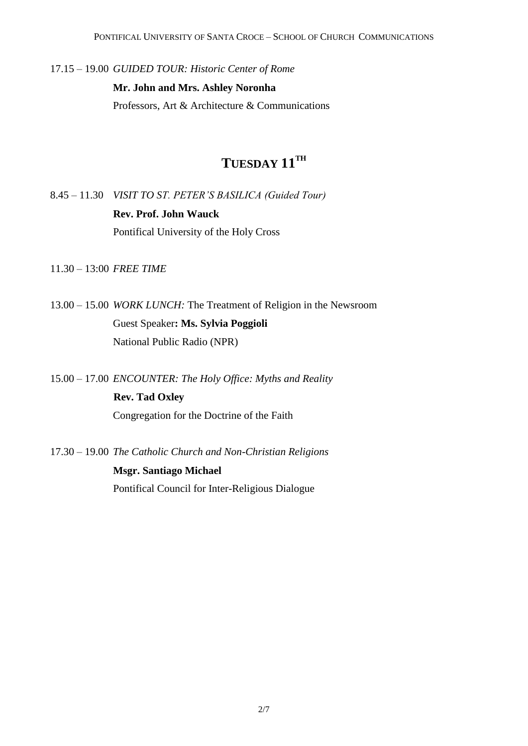17.15 – 19.00 *GUIDED TOUR: Historic Center of Rome*

**Mr. John and Mrs. Ashley Noronha**

Professors, Art & Architecture & Communications

## TUESDAY 11TH

8.45 – 11.30 *VISIT TO ST. PETER'S BASILICA (Guided Tour)*

**Rev. Prof. John Wauck**

Pontifical University of the Holy Cross

11.30 – 13:00 *FREE TIME*

13.00 – 15.00 *WORK LUNCH:* The Treatment of Religion in the Newsroom

Guest Speaker**: Ms. Sylvia Poggioli**

National Public Radio (NPR)

15.00 – 17.00 *ENCOUNTER: The Holy Office: Myths and Reality*

**Rev. Tad Oxley**

Congregation for the Doctrine of the Faith

17.30 – 19.00 *The Catholic Church and Non-Christian Religions*

**Msgr. Santiago Michael**

Pontifical Council for Inter-Religious Dialogue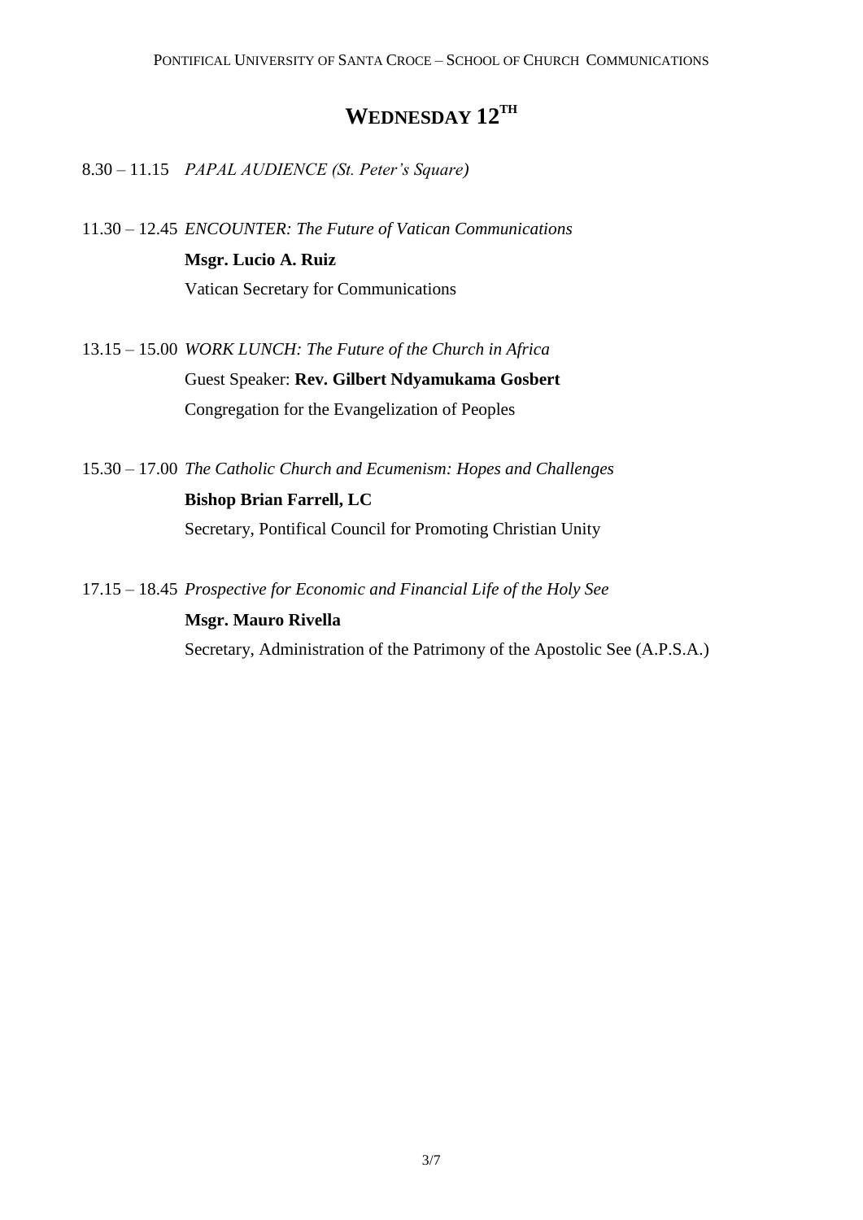# WEDNESDAY 12TH

8.30 – 11.15 *PAPAL AUDIENCE (St. Peter's Square)*

11.30 – 12.45 *ENCOUNTER: The Future of Vatican Communications*
**Msgr. Lucio A. Ruiz**
Vatican Secretary for Communications

13.15 – 15.00 *WORK LUNCH: The Future of the Church in Africa*
Guest Speaker: **Rev. Gilbert Ndyamukama Gosbert**
Congregation for the Evangelization of Peoples

15.30 – 17.00 *The Catholic Church and Ecumenism: Hopes and Challenges*
**Bishop Brian Farrell, LC**
Secretary, Pontifical Council for Promoting Christian Unity

17.15 – 18.45 *Prospective for Economic and Financial Life of the Holy See*
**Msgr. Mauro Rivella**
Secretary, Administration of the Patrimony of the Apostolic See (A.P.S.A.)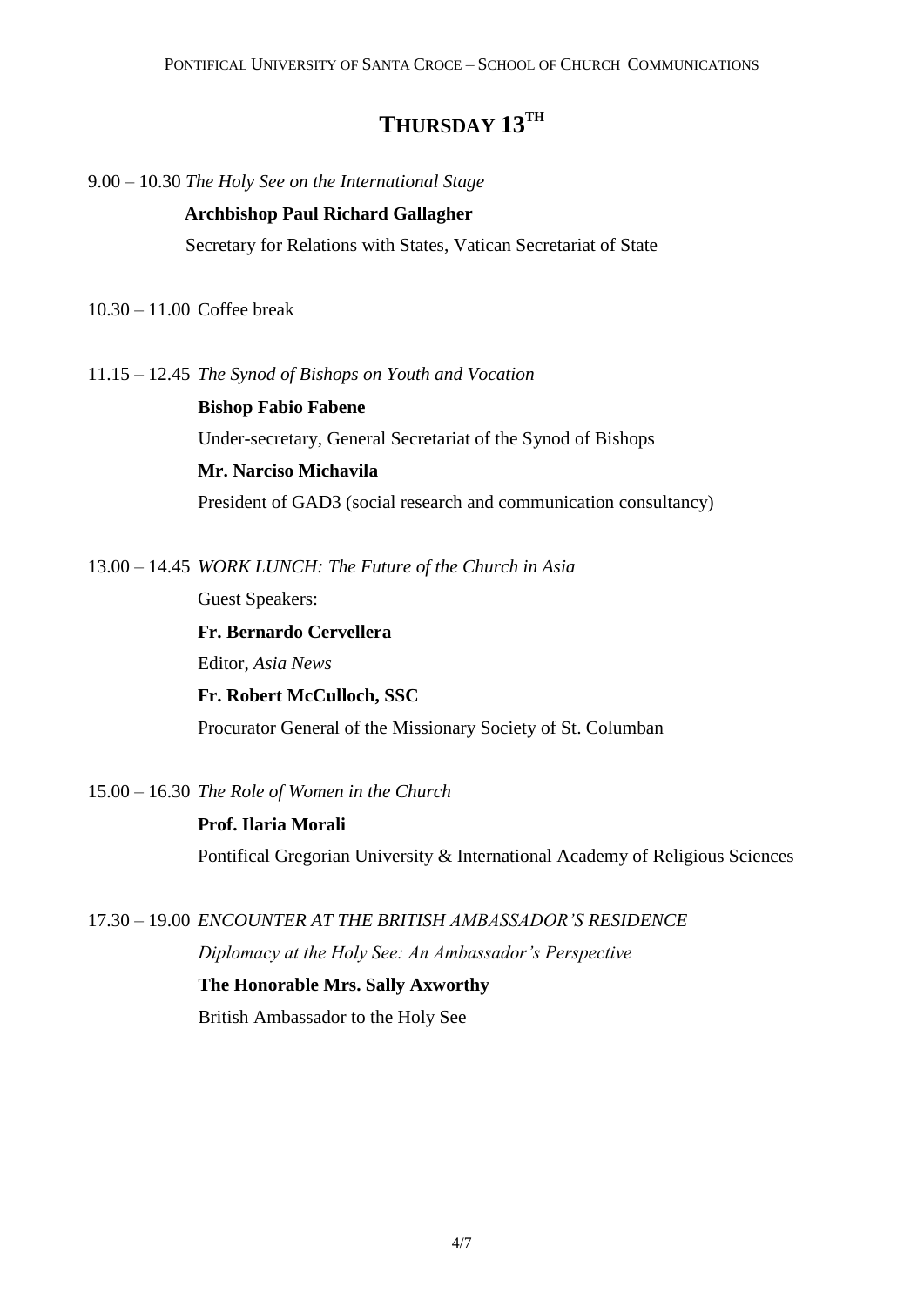# THURSDAY 13TH

9.00 – 10.30 *The Holy See on the International Stage*

**Archbishop Paul Richard Gallagher**

Secretary for Relations with States, Vatican Secretariat of State

10.30 – 11.00 Coffee break

11.15 – 12.45 *The Synod of Bishops on Youth and Vocation*

**Bishop Fabio Fabene**

Under-secretary, General Secretariat of the Synod of Bishops

**Mr. Narciso Michavila**

President of GAD3 (social research and communication consultancy)

13.00 – 14.45 *WORK LUNCH: The Future of the Church in Asia*

Guest Speakers:

**Fr. Bernardo Cervellera**

Editor, *Asia News*

**Fr. Robert McCulloch, SSC**

Procurator General of the Missionary Society of St. Columban

15.00 – 16.30 *The Role of Women in the Church*

**Prof. Ilaria Morali**

Pontifical Gregorian University & International Academy of Religious Sciences

17.30 – 19.00 *ENCOUNTER AT THE BRITISH AMBASSADOR'S RESIDENCE*

*Diplomacy at the Holy See: An Ambassador's Perspective*

**The Honorable Mrs. Sally Axworthy**

British Ambassador to the Holy See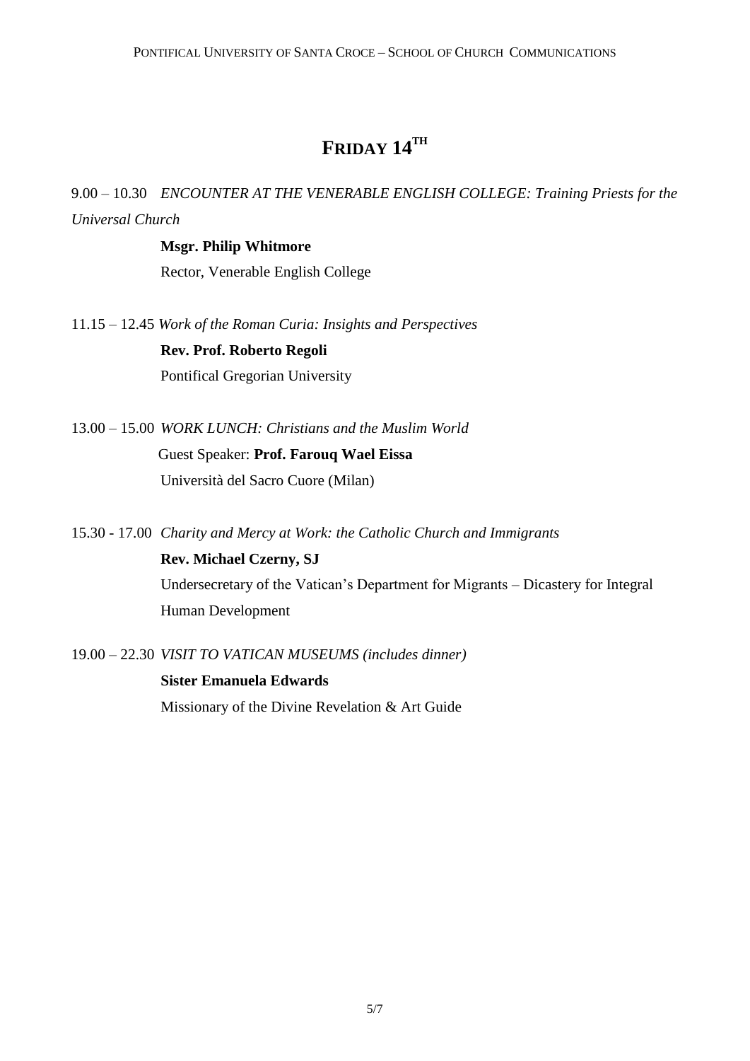# Friday 14th

9.00 – 10.30 *ENCOUNTER AT THE VENERABLE ENGLISH COLLEGE: Training Priests for the Universal Church*

**Msgr. Philip Whitmore**
Rector, Venerable English College

11.15 – 12.45 *Work of the Roman Curia: Insights and Perspectives*

**Rev. Prof. Roberto Regoli**
Pontifical Gregorian University

13.00 – 15.00 *WORK LUNCH: Christians and the Muslim World*

Guest Speaker: **Prof. Farouq Wael Eissa**
Università del Sacro Cuore (Milan)

15.30 - 17.00 *Charity and Mercy at Work: the Catholic Church and Immigrants*

**Rev. Michael Czerny, SJ**
Undersecretary of the Vatican's Department for Migrants – Dicastery for Integral Human Development

19.00 – 22.30 *VISIT TO VATICAN MUSEUMS (includes dinner)*

**Sister Emanuela Edwards**
Missionary of the Divine Revelation & Art Guide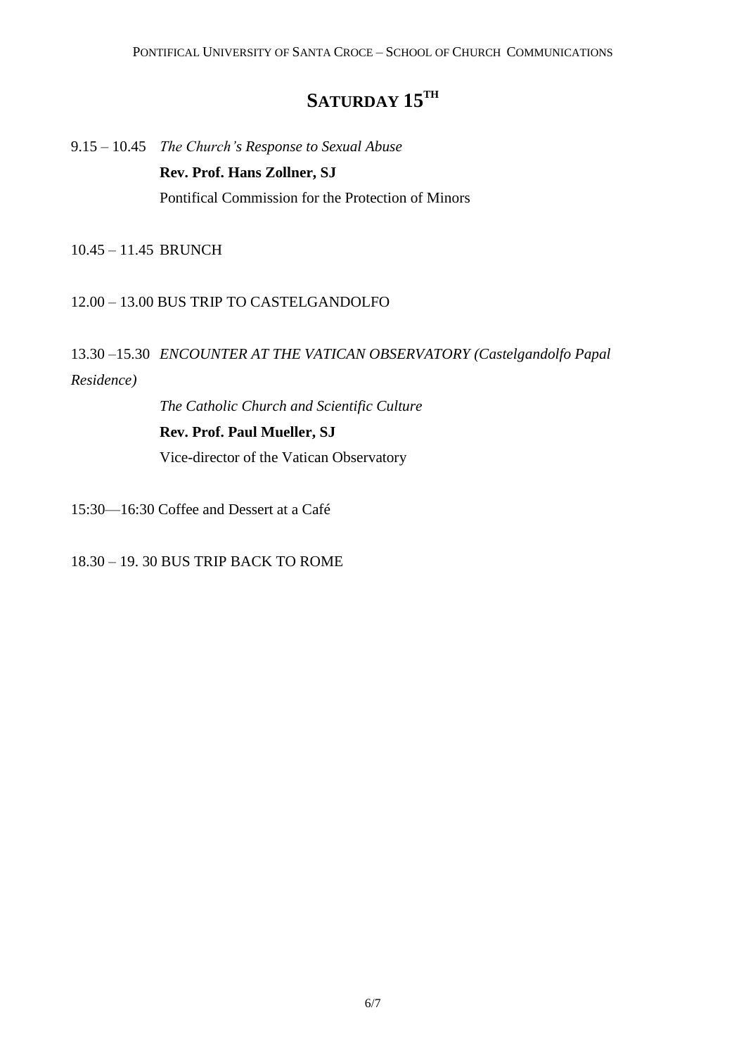# SATURDAY 15TH

9.15 – 10.45 *The Church's Response to Sexual Abuse*

**Rev. Prof. Hans Zollner, SJ**

Pontifical Commission for the Protection of Minors

10.45 – 11.45 BRUNCH

12.00 – 13.00 BUS TRIP TO CASTELGANDOLFO

13.30 –15.30 *ENCOUNTER AT THE VATICAN OBSERVATORY (Castelgandolfo Papal Residence)*

*The Catholic Church and Scientific Culture*

**Rev. Prof. Paul Mueller, SJ**

Vice-director of the Vatican Observatory

15:30—16:30 Coffee and Dessert at a Café

18.30 – 19. 30 BUS TRIP BACK TO ROME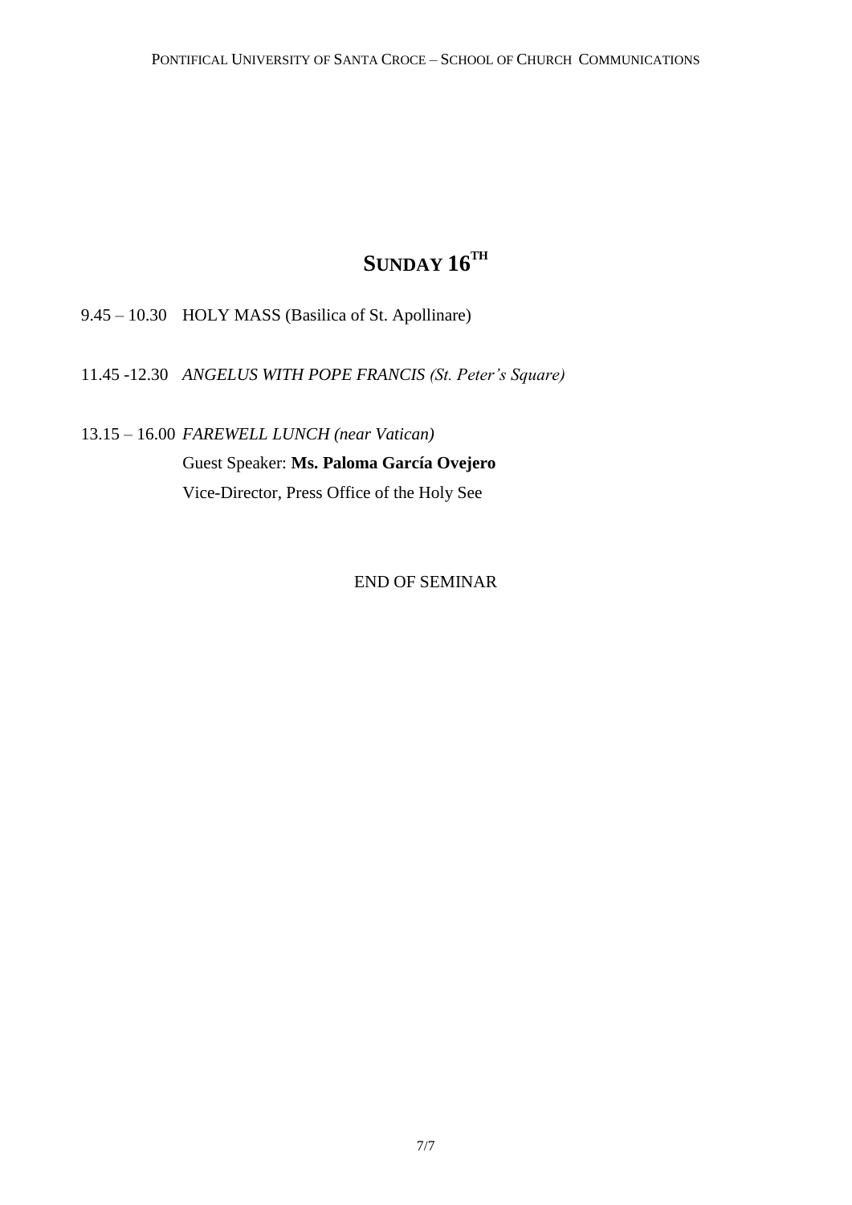# SUNDAY 16TH

9.45 – 10.30 HOLY MASS (Basilica of St. Apollinare)

11.45 -12.30 *ANGELUS WITH POPE FRANCIS (St. Peter's Square)*

13.15 – 16.00 *FAREWELL LUNCH (near Vatican)*
Guest Speaker: **Ms. Paloma García Ovejero**
Vice-Director, Press Office of the Holy See

END OF SEMINAR